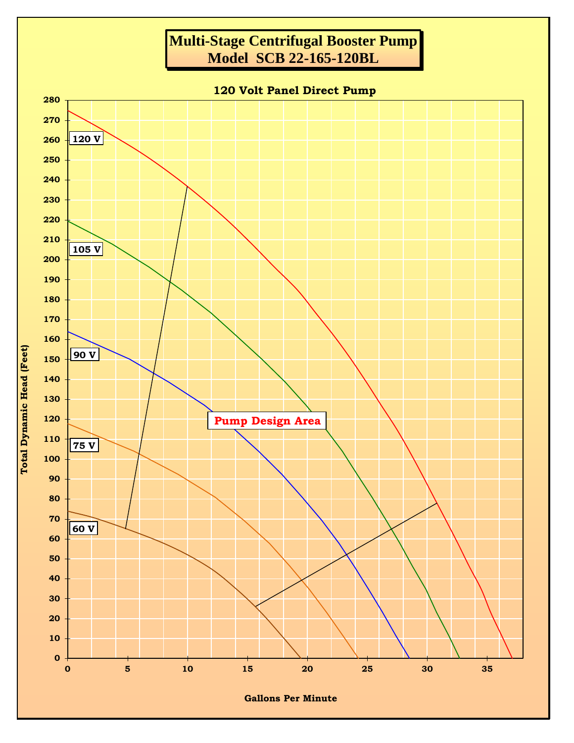# Multi-Stage Centrifugal Booster Pump
## Model SCB 22-165-120BL

### 120 Volt Panel Direct Pump

Total Dynamic Head (Feet)

120 V

105 V

90 V

75 V

60 V

Pump Design Area

Gallons Per Minute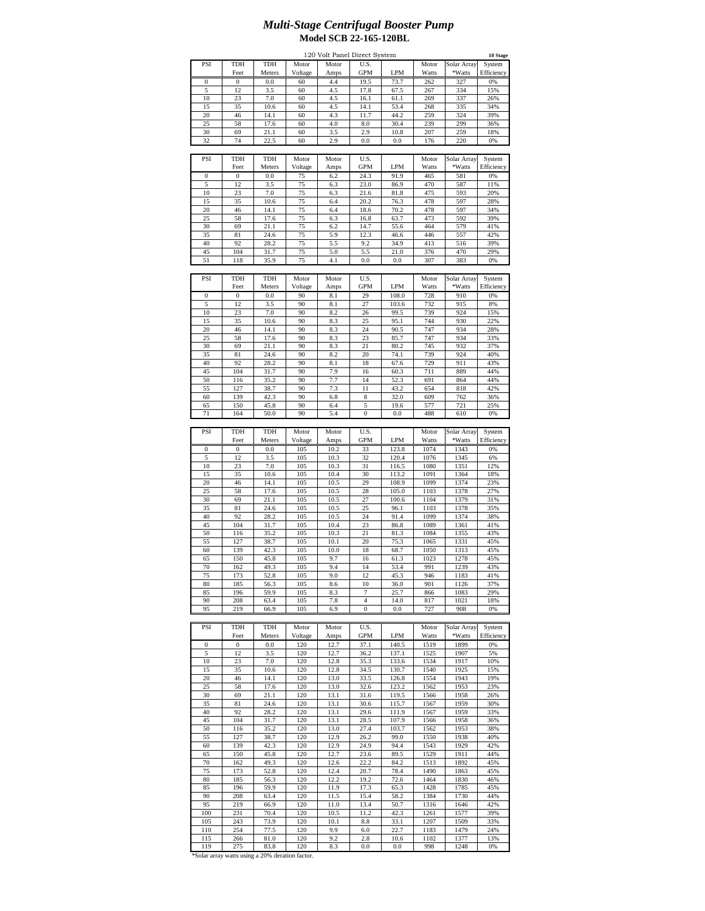# *Multi-Stage Centrifugal Booster Pump*

**Model SCB 22-165-120BL**

120 Volt Panel Direct System **10 Stage**

| PSI | TDH Feet | TDH Meters | Motor Voltage | Motor Amps | U.S. GPM | LPM | Motor Watts | Solar Array *Watts | System Efficiency |
|---|---|---|---|---|---|---|---|---|---|
| 0 | 0 | 0.0 | 60 | 4.4 | 19.5 | 73.7 | 262 | 327 | 0% |
| 5 | 12 | 3.5 | 60 | 4.5 | 17.8 | 67.5 | 267 | 334 | 15% |
| 10 | 23 | 7.0 | 60 | 4.5 | 16.1 | 61.1 | 269 | 337 | 26% |
| 15 | 35 | 10.6 | 60 | 4.5 | 14.1 | 53.4 | 268 | 335 | 34% |
| 20 | 46 | 14.1 | 60 | 4.3 | 11.7 | 44.2 | 259 | 324 | 39% |
| 25 | 58 | 17.6 | 60 | 4.0 | 8.0 | 30.4 | 239 | 299 | 36% |
| 30 | 69 | 21.1 | 60 | 3.5 | 2.9 | 10.8 | 207 | 259 | 18% |
| 32 | 74 | 22.5 | 60 | 2.9 | 0.0 | 0.0 | 176 | 220 | 0% |

| PSI | TDH Feet | TDH Meters | Motor Voltage | Motor Amps | U.S. GPM | LPM | Motor Watts | Solar Array *Watts | System Efficiency |
|---|---|---|---|---|---|---|---|---|---|
| 0 | 0 | 0.0 | 75 | 6.2 | 24.3 | 91.9 | 465 | 581 | 0% |
| 5 | 12 | 3.5 | 75 | 6.3 | 23.0 | 86.9 | 470 | 587 | 11% |
| 10 | 23 | 7.0 | 75 | 6.3 | 21.6 | 81.8 | 475 | 593 | 20% |
| 15 | 35 | 10.6 | 75 | 6.4 | 20.2 | 76.3 | 478 | 597 | 28% |
| 20 | 46 | 14.1 | 75 | 6.4 | 18.6 | 70.2 | 478 | 597 | 34% |
| 25 | 58 | 17.6 | 75 | 6.3 | 16.8 | 63.7 | 473 | 592 | 39% |
| 30 | 69 | 21.1 | 75 | 6.2 | 14.7 | 55.6 | 464 | 579 | 41% |
| 35 | 81 | 24.6 | 75 | 5.9 | 12.3 | 46.6 | 446 | 557 | 42% |
| 40 | 92 | 28.2 | 75 | 5.5 | 9.2 | 34.9 | 413 | 516 | 39% |
| 45 | 104 | 31.7 | 75 | 5.0 | 5.5 | 21.0 | 376 | 470 | 29% |
| 51 | 118 | 35.9 | 75 | 4.1 | 0.0 | 0.0 | 307 | 383 | 0% |

| PSI | TDH Feet | TDH Meters | Motor Voltage | Motor Amps | U.S. GPM | LPM | Motor Watts | Solar Array *Watts | System Efficiency |
|---|---|---|---|---|---|---|---|---|---|
| 0 | 0 | 0.0 | 90 | 8.1 | 29 | 108.0 | 728 | 910 | 0% |
| 5 | 12 | 3.5 | 90 | 8.1 | 27 | 103.6 | 732 | 915 | 8% |
| 10 | 23 | 7.0 | 90 | 8.2 | 26 | 99.5 | 739 | 924 | 15% |
| 15 | 35 | 10.6 | 90 | 8.3 | 25 | 95.1 | 744 | 930 | 22% |
| 20 | 46 | 14.1 | 90 | 8.3 | 24 | 90.5 | 747 | 934 | 28% |
| 25 | 58 | 17.6 | 90 | 8.3 | 23 | 85.7 | 747 | 934 | 33% |
| 30 | 69 | 21.1 | 90 | 8.3 | 21 | 80.2 | 745 | 932 | 37% |
| 35 | 81 | 24.6 | 90 | 8.2 | 20 | 74.1 | 739 | 924 | 40% |
| 40 | 92 | 28.2 | 90 | 8.1 | 18 | 67.6 | 729 | 911 | 43% |
| 45 | 104 | 31.7 | 90 | 7.9 | 16 | 60.3 | 711 | 889 | 44% |
| 50 | 116 | 35.2 | 90 | 7.7 | 14 | 52.3 | 691 | 864 | 44% |
| 55 | 127 | 38.7 | 90 | 7.3 | 11 | 43.2 | 654 | 818 | 42% |
| 60 | 139 | 42.3 | 90 | 6.8 | 8 | 32.0 | 609 | 762 | 36% |
| 65 | 150 | 45.8 | 90 | 6.4 | 5 | 19.6 | 577 | 721 | 25% |
| 71 | 164 | 50.0 | 90 | 5.4 | 0 | 0.0 | 488 | 610 | 0% |

| PSI | TDH Feet | TDH Meters | Motor Voltage | Motor Amps | U.S. GPM | LPM | Motor Watts | Solar Array *Watts | System Efficiency |
|---|---|---|---|---|---|---|---|---|---|
| 0 | 0 | 0.0 | 105 | 10.2 | 33 | 123.8 | 1074 | 1343 | 0% |
| 5 | 12 | 3.5 | 105 | 10.3 | 32 | 120.4 | 1076 | 1345 | 6% |
| 10 | 23 | 7.0 | 105 | 10.3 | 31 | 116.5 | 1080 | 1351 | 12% |
| 15 | 35 | 10.6 | 105 | 10.4 | 30 | 113.2 | 1091 | 1364 | 18% |
| 20 | 46 | 14.1 | 105 | 10.5 | 29 | 108.9 | 1099 | 1374 | 23% |
| 25 | 58 | 17.6 | 105 | 10.5 | 28 | 105.0 | 1103 | 1378 | 27% |
| 30 | 69 | 21.1 | 105 | 10.5 | 27 | 100.6 | 1104 | 1379 | 31% |
| 35 | 81 | 24.6 | 105 | 10.5 | 25 | 96.1 | 1103 | 1378 | 35% |
| 40 | 92 | 28.2 | 105 | 10.5 | 24 | 91.4 | 1099 | 1374 | 38% |
| 45 | 104 | 31.7 | 105 | 10.4 | 23 | 86.8 | 1089 | 1361 | 41% |
| 50 | 116 | 35.2 | 105 | 10.3 | 21 | 81.3 | 1084 | 1355 | 43% |
| 55 | 127 | 38.7 | 105 | 10.1 | 20 | 75.3 | 1065 | 1331 | 45% |
| 60 | 139 | 42.3 | 105 | 10.0 | 18 | 68.7 | 1050 | 1313 | 45% |
| 65 | 150 | 45.8 | 105 | 9.7 | 16 | 61.3 | 1023 | 1278 | 45% |
| 70 | 162 | 49.3 | 105 | 9.4 | 14 | 53.4 | 991 | 1239 | 43% |
| 75 | 173 | 52.8 | 105 | 9.0 | 12 | 45.3 | 946 | 1183 | 41% |
| 80 | 185 | 56.3 | 105 | 8.6 | 10 | 36.0 | 901 | 1126 | 37% |
| 85 | 196 | 59.9 | 105 | 8.3 | 7 | 25.7 | 866 | 1083 | 29% |
| 90 | 208 | 63.4 | 105 | 7.8 | 4 | 14.0 | 817 | 1021 | 18% |
| 95 | 219 | 66.9 | 105 | 6.9 | 0 | 0.0 | 727 | 908 | 0% |

| PSI | TDH Feet | TDH Meters | Motor Voltage | Motor Amps | U.S. GPM | LPM | Motor Watts | Solar Array *Watts | System Efficiency |
|---|---|---|---|---|---|---|---|---|---|
| 0 | 0 | 0.0 | 120 | 12.7 | 37.1 | 140.5 | 1519 | 1899 | 0% |
| 5 | 12 | 3.5 | 120 | 12.7 | 36.2 | 137.1 | 1525 | 1907 | 5% |
| 10 | 23 | 7.0 | 120 | 12.8 | 35.3 | 133.6 | 1534 | 1917 | 10% |
| 15 | 35 | 10.6 | 120 | 12.8 | 34.5 | 130.7 | 1540 | 1925 | 15% |
| 20 | 46 | 14.1 | 120 | 13.0 | 33.5 | 126.8 | 1554 | 1943 | 19% |
| 25 | 58 | 17.6 | 120 | 13.0 | 32.6 | 123.2 | 1562 | 1953 | 23% |
| 30 | 69 | 21.1 | 120 | 13.1 | 31.6 | 119.5 | 1566 | 1958 | 26% |
| 35 | 81 | 24.6 | 120 | 13.1 | 30.6 | 115.7 | 1567 | 1959 | 30% |
| 40 | 92 | 28.2 | 120 | 13.1 | 29.6 | 111.9 | 1567 | 1959 | 33% |
| 45 | 104 | 31.7 | 120 | 13.1 | 28.5 | 107.9 | 1566 | 1958 | 36% |
| 50 | 116 | 35.2 | 120 | 13.0 | 27.4 | 103.7 | 1562 | 1953 | 38% |
| 55 | 127 | 38.7 | 120 | 12.9 | 26.2 | 99.0 | 1550 | 1938 | 40% |
| 60 | 139 | 42.3 | 120 | 12.9 | 24.9 | 94.4 | 1543 | 1929 | 42% |
| 65 | 150 | 45.8 | 120 | 12.7 | 23.6 | 89.5 | 1529 | 1911 | 44% |
| 70 | 162 | 49.3 | 120 | 12.6 | 22.2 | 84.2 | 1513 | 1892 | 45% |
| 75 | 173 | 52.8 | 120 | 12.4 | 20.7 | 78.4 | 1490 | 1863 | 45% |
| 80 | 185 | 56.3 | 120 | 12.2 | 19.2 | 72.6 | 1464 | 1830 | 46% |
| 85 | 196 | 59.9 | 120 | 11.9 | 17.3 | 65.3 | 1428 | 1785 | 45% |
| 90 | 208 | 63.4 | 120 | 11.5 | 15.4 | 58.2 | 1384 | 1730 | 44% |
| 95 | 219 | 66.9 | 120 | 11.0 | 13.4 | 50.7 | 1316 | 1646 | 42% |
| 100 | 231 | 70.4 | 120 | 10.5 | 11.2 | 42.3 | 1261 | 1577 | 39% |
| 105 | 243 | 73.9 | 120 | 10.1 | 8.8 | 33.1 | 1207 | 1509 | 33% |
| 110 | 254 | 77.5 | 120 | 9.9 | 6.0 | 22.7 | 1183 | 1479 | 24% |
| 115 | 266 | 81.0 | 120 | 9.2 | 2.8 | 10.6 | 1102 | 1377 | 13% |
| 119 | 275 | 83.8 | 120 | 8.3 | 0.0 | 0.0 | 998 | 1248 | 0% |

*Solar array watts using a 20% deration factor.